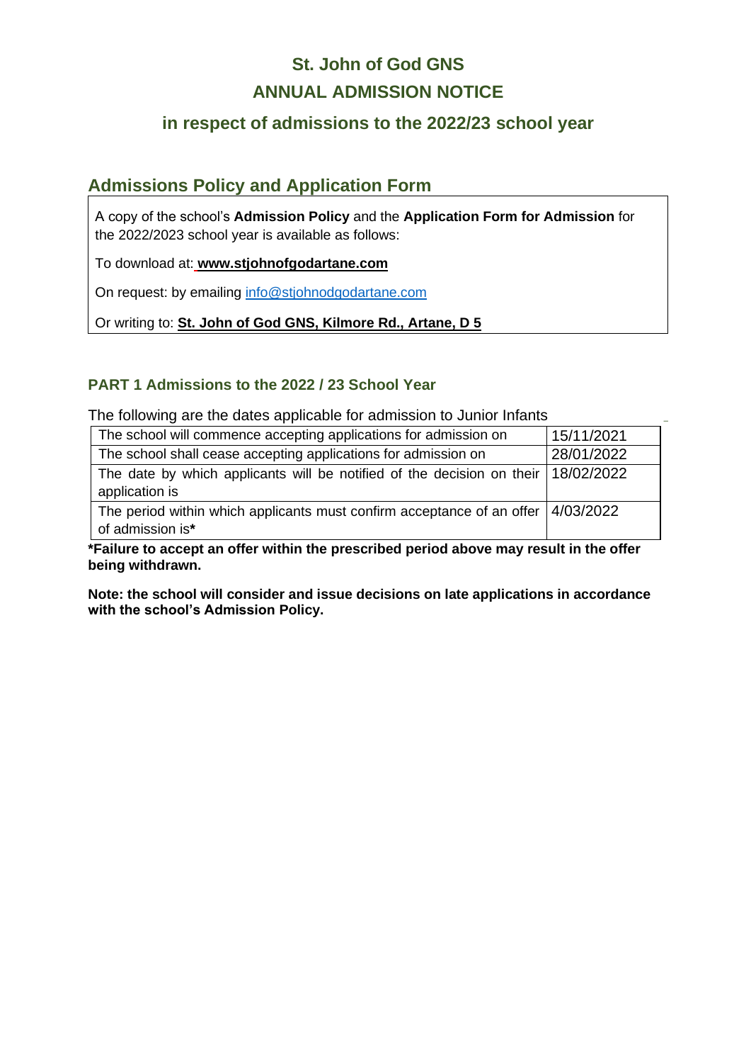# St. John of God GNS

# ANNUAL ADMISSION NOTICE

## in respect of admissions to the 2022/23 school year

## Admissions Policy and Application Form

A copy of the school's **Admission Policy** and the **Application Form for Admission** for the 2022/2023 school year is available as follows:

To download at: **www.stjohnofgodartane.com**

On request: by emailing info@stjohnodgodartane.com

Or writing to: **St. John of God GNS, Kilmore Rd., Artane, D 5**

### PART 1 Admissions to the 2022 / 23 School Year

The following are the dates applicable for admission to Junior Infants

| | |
|---|---|
| The school will commence accepting applications for admission on | 15/11/2021 |
| The school shall cease accepting applications for admission on | 28/01/2022 |
| The date by which applicants will be notified of the decision on their application is | 18/02/2022 |
| The period within which applicants must confirm acceptance of an offer of admission is* | 4/03/2022 |

***Failure to accept an offer within the prescribed period above may result in the offer being withdrawn.**

**Note: the school will consider and issue decisions on late applications in accordance with the school's Admission Policy.**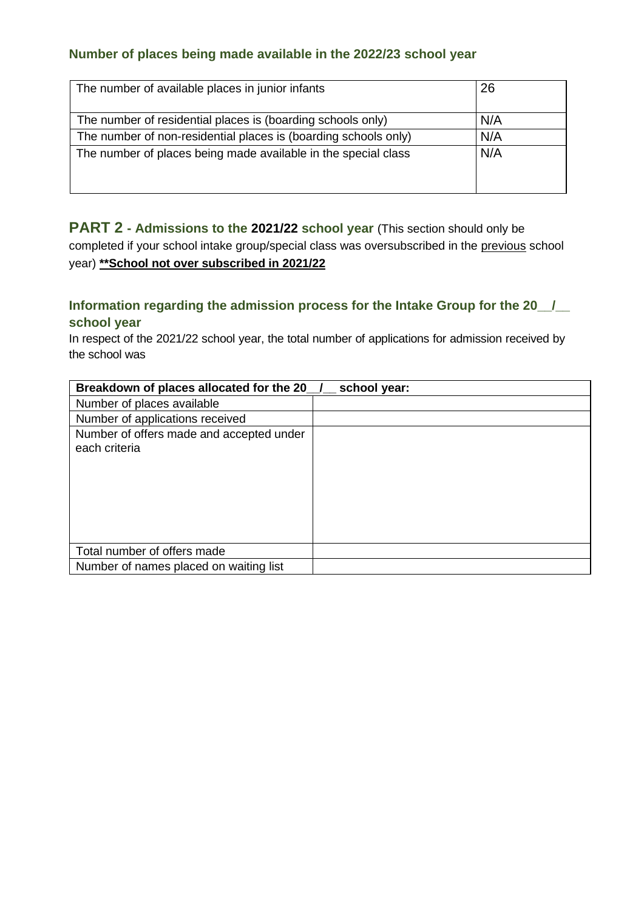### Number of places being made available in the 2022/23 school year

| | |
|---|---|
| The number of available places in junior infants | 26 |
| The number of residential places is (boarding schools only) | N/A |
| The number of non-residential places is (boarding schools only) | N/A |
| The number of places being made available in the special class | N/A |

## PART 2 - Admissions to the **2021/22** school year

(This section should only be completed if your school intake group/special class was oversubscribed in the previous school year) **\*\*School not over subscribed in 2021/22**

### Information regarding the admission process for the Intake Group for the 20__/__ school year

In respect of the 2021/22 school year, the total number of applications for admission received by the school was

| **Breakdown of places allocated for the 20__/__ school year:** | |
|---|---|
| Number of places available | |
| Number of applications received | |
| Number of offers made and accepted under each criteria | |
| Total number of offers made | |
| Number of names placed on waiting list | |